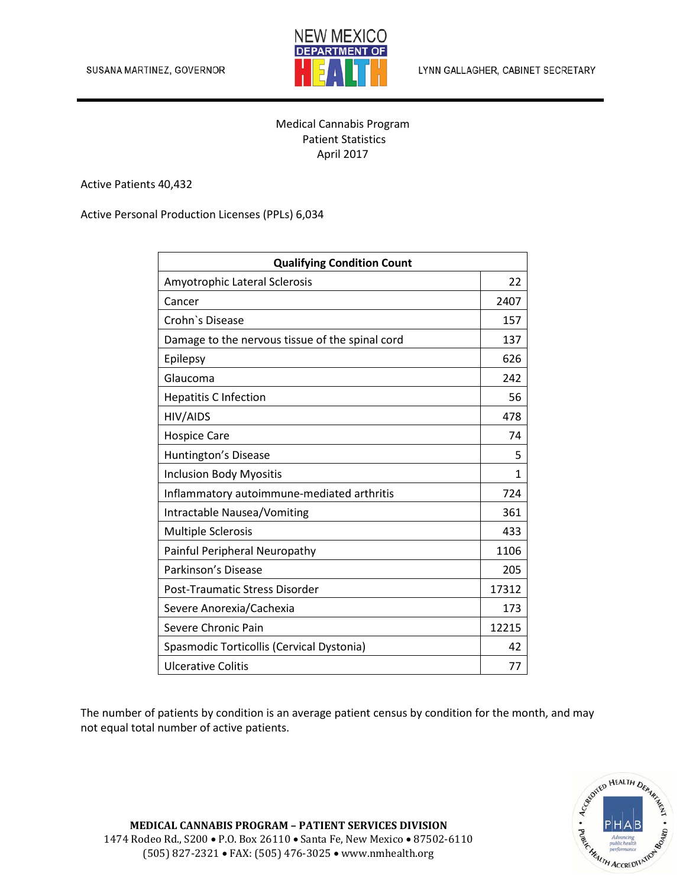SUSANA MARTINEZ, GOVERNOR

NEW MEXICO DEPARTMENT OF HEALTH

LYNN GALLAGHER, CABINET SECRETARY

Medical Cannabis Program
Patient Statistics
April 2017

Active Patients 40,432

Active Personal Production Licenses (PPLs) 6,034

| Qualifying Condition Count | |
|---|---|
| Amyotrophic Lateral Sclerosis | 22 |
| Cancer | 2407 |
| Crohn`s Disease | 157 |
| Damage to the nervous tissue of the spinal cord | 137 |
| Epilepsy | 626 |
| Glaucoma | 242 |
| Hepatitis C Infection | 56 |
| HIV/AIDS | 478 |
| Hospice Care | 74 |
| Huntington's Disease | 5 |
| Inclusion Body Myositis | 1 |
| Inflammatory autoimmune-mediated arthritis | 724 |
| Intractable Nausea/Vomiting | 361 |
| Multiple Sclerosis | 433 |
| Painful Peripheral Neuropathy | 1106 |
| Parkinson's Disease | 205 |
| Post-Traumatic Stress Disorder | 17312 |
| Severe Anorexia/Cachexia | 173 |
| Severe Chronic Pain | 12215 |
| Spasmodic Torticollis (Cervical Dystonia) | 42 |
| Ulcerative Colitis | 77 |

The number of patients by condition is an average patient census by condition for the month, and may not equal total number of active patients.

**MEDICAL CANNABIS PROGRAM – PATIENT SERVICES DIVISION**
1474 Rodeo Rd., S200 • P.O. Box 26110 • Santa Fe, New Mexico • 87502-6110
(505) 827-2321 • FAX: (505) 476-3025 • www.nmhealth.org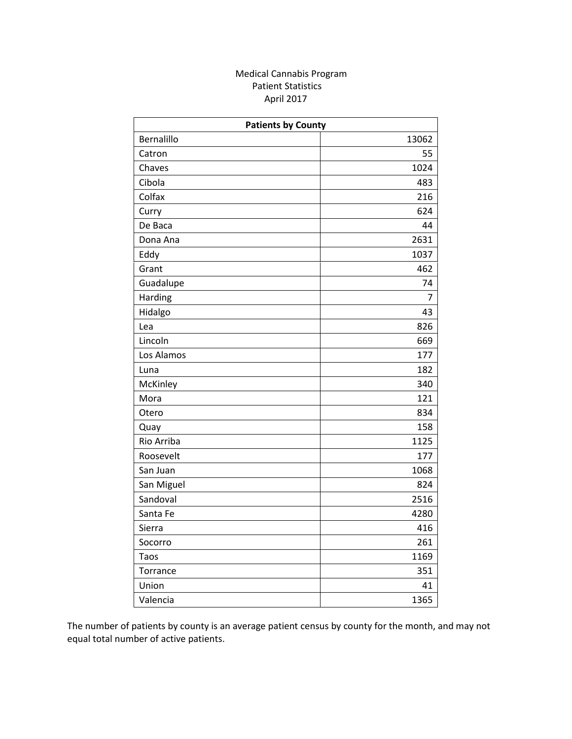Medical Cannabis Program
Patient Statistics
April 2017

| Patients by County | |
|---|---|
| Bernalillo | 13062 |
| Catron | 55 |
| Chaves | 1024 |
| Cibola | 483 |
| Colfax | 216 |
| Curry | 624 |
| De Baca | 44 |
| Dona Ana | 2631 |
| Eddy | 1037 |
| Grant | 462 |
| Guadalupe | 74 |
| Harding | 7 |
| Hidalgo | 43 |
| Lea | 826 |
| Lincoln | 669 |
| Los Alamos | 177 |
| Luna | 182 |
| McKinley | 340 |
| Mora | 121 |
| Otero | 834 |
| Quay | 158 |
| Rio Arriba | 1125 |
| Roosevelt | 177 |
| San Juan | 1068 |
| San Miguel | 824 |
| Sandoval | 2516 |
| Santa Fe | 4280 |
| Sierra | 416 |
| Socorro | 261 |
| Taos | 1169 |
| Torrance | 351 |
| Union | 41 |
| Valencia | 1365 |

The number of patients by county is an average patient census by county for the month, and may not equal total number of active patients.